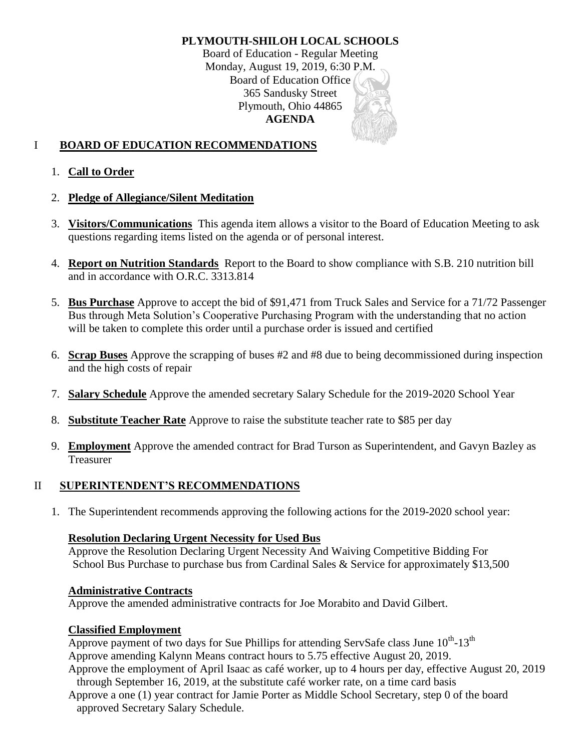# PLYMOUTH-SHILOH LOCAL SCHOOLS

Board of Education - Regular Meeting
Monday, August 19, 2019, 6:30 P.M.
Board of Education Office
365 Sandusky Street
Plymouth, Ohio 44865
**AGENDA**

## I BOARD OF EDUCATION RECOMMENDATIONS

1. **Call to Order**
2. **Pledge of Allegiance/Silent Meditation**
3. **Visitors/Communications** This agenda item allows a visitor to the Board of Education Meeting to ask questions regarding items listed on the agenda or of personal interest.
4. **Report on Nutrition Standards** Report to the Board to show compliance with S.B. 210 nutrition bill and in accordance with O.R.C. 3313.814
5. **Bus Purchase** Approve to accept the bid of $91,471 from Truck Sales and Service for a 71/72 Passenger Bus through Meta Solution's Cooperative Purchasing Program with the understanding that no action will be taken to complete this order until a purchase order is issued and certified
6. **Scrap Buses** Approve the scrapping of buses #2 and #8 due to being decommissioned during inspection and the high costs of repair
7. **Salary Schedule** Approve the amended secretary Salary Schedule for the 2019-2020 School Year
8. **Substitute Teacher Rate** Approve to raise the substitute teacher rate to $85 per day
9. **Employment** Approve the amended contract for Brad Turson as Superintendent, and Gavyn Bazley as Treasurer

## II SUPERINTENDENT'S RECOMMENDATIONS

1. The Superintendent recommends approving the following actions for the 2019-2020 school year:

**Resolution Declaring Urgent Necessity for Used Bus**
Approve the Resolution Declaring Urgent Necessity And Waiving Competitive Bidding For School Bus Purchase to purchase bus from Cardinal Sales & Service for approximately $13,500

**Administrative Contracts**
Approve the amended administrative contracts for Joe Morabito and David Gilbert.

**Classified Employment**
Approve payment of two days for Sue Phillips for attending ServSafe class June 10th-13th
Approve amending Kalynn Means contract hours to 5.75 effective August 20, 2019.
Approve the employment of April Isaac as café worker, up to 4 hours per day, effective August 20, 2019 through September 16, 2019, at the substitute café worker rate, on a time card basis
Approve a one (1) year contract for Jamie Porter as Middle School Secretary, step 0 of the board approved Secretary Salary Schedule.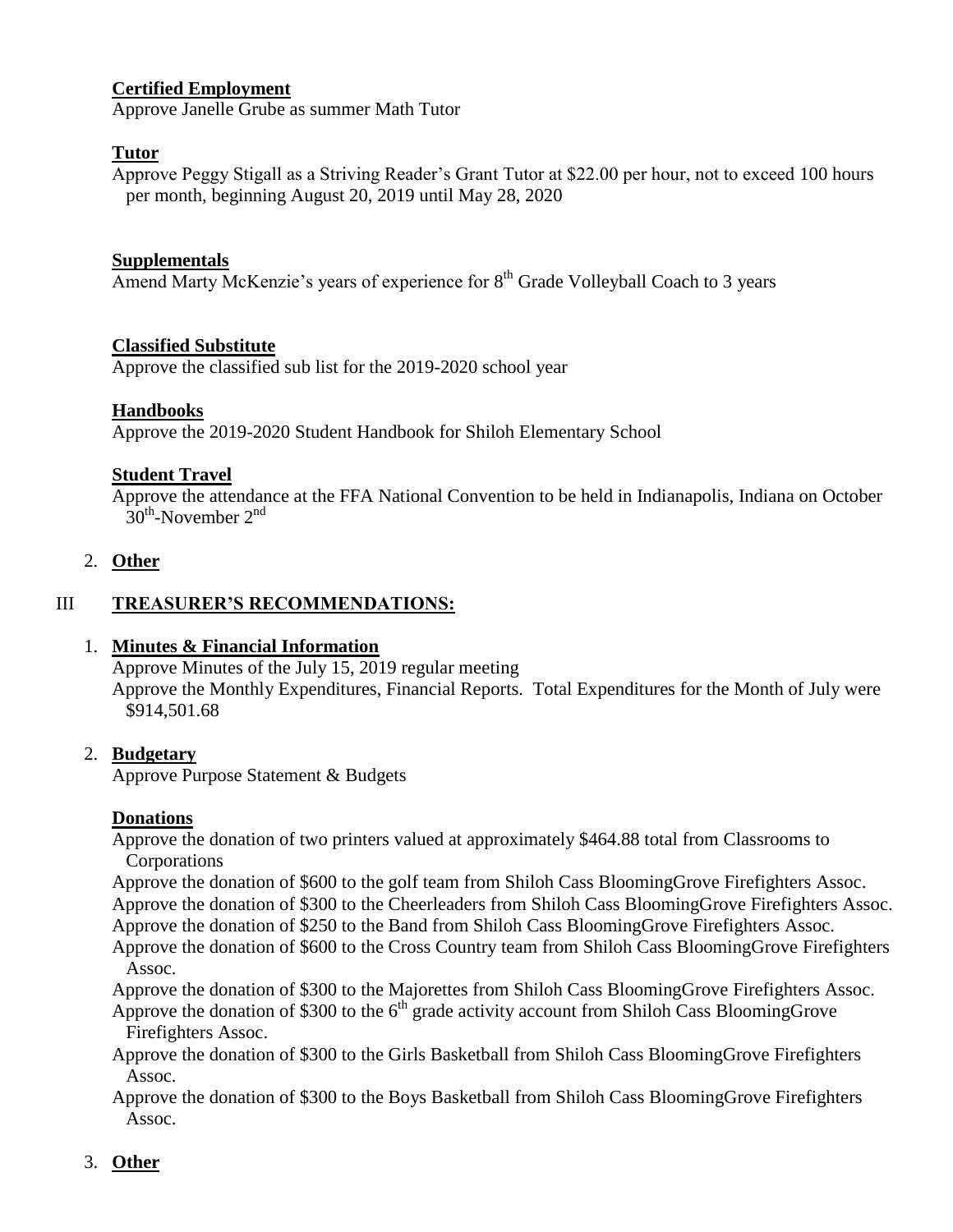**Certified Employment**

Approve Janelle Grube as summer Math Tutor

**Tutor**

Approve Peggy Stigall as a Striving Reader's Grant Tutor at $22.00 per hour, not to exceed 100 hours per month, beginning August 20, 2019 until May 28, 2020

**Supplementals**

Amend Marty McKenzie's years of experience for 8th Grade Volleyball Coach to 3 years

**Classified Substitute**

Approve the classified sub list for the 2019-2020 school year

**Handbooks**

Approve the 2019-2020 Student Handbook for Shiloh Elementary School

**Student Travel**

Approve the attendance at the FFA National Convention to be held in Indianapolis, Indiana on October 30th-November 2nd

2. **Other**

## III TREASURER'S RECOMMENDATIONS:

1. **Minutes & Financial Information**

   Approve Minutes of the July 15, 2019 regular meeting

   Approve the Monthly Expenditures, Financial Reports. Total Expenditures for the Month of July were $914,501.68

2. **Budgetary**

   Approve Purpose Statement & Budgets

**Donations**

Approve the donation of two printers valued at approximately $464.88 total from Classrooms to Corporations

Approve the donation of $600 to the golf team from Shiloh Cass BloomingGrove Firefighters Assoc.

Approve the donation of $300 to the Cheerleaders from Shiloh Cass BloomingGrove Firefighters Assoc.

Approve the donation of $250 to the Band from Shiloh Cass BloomingGrove Firefighters Assoc.

Approve the donation of $600 to the Cross Country team from Shiloh Cass BloomingGrove Firefighters Assoc.

Approve the donation of $300 to the Majorettes from Shiloh Cass BloomingGrove Firefighters Assoc.

Approve the donation of $300 to the 6th grade activity account from Shiloh Cass BloomingGrove Firefighters Assoc.

Approve the donation of $300 to the Girls Basketball from Shiloh Cass BloomingGrove Firefighters Assoc.

Approve the donation of $300 to the Boys Basketball from Shiloh Cass BloomingGrove Firefighters Assoc.

3. **Other**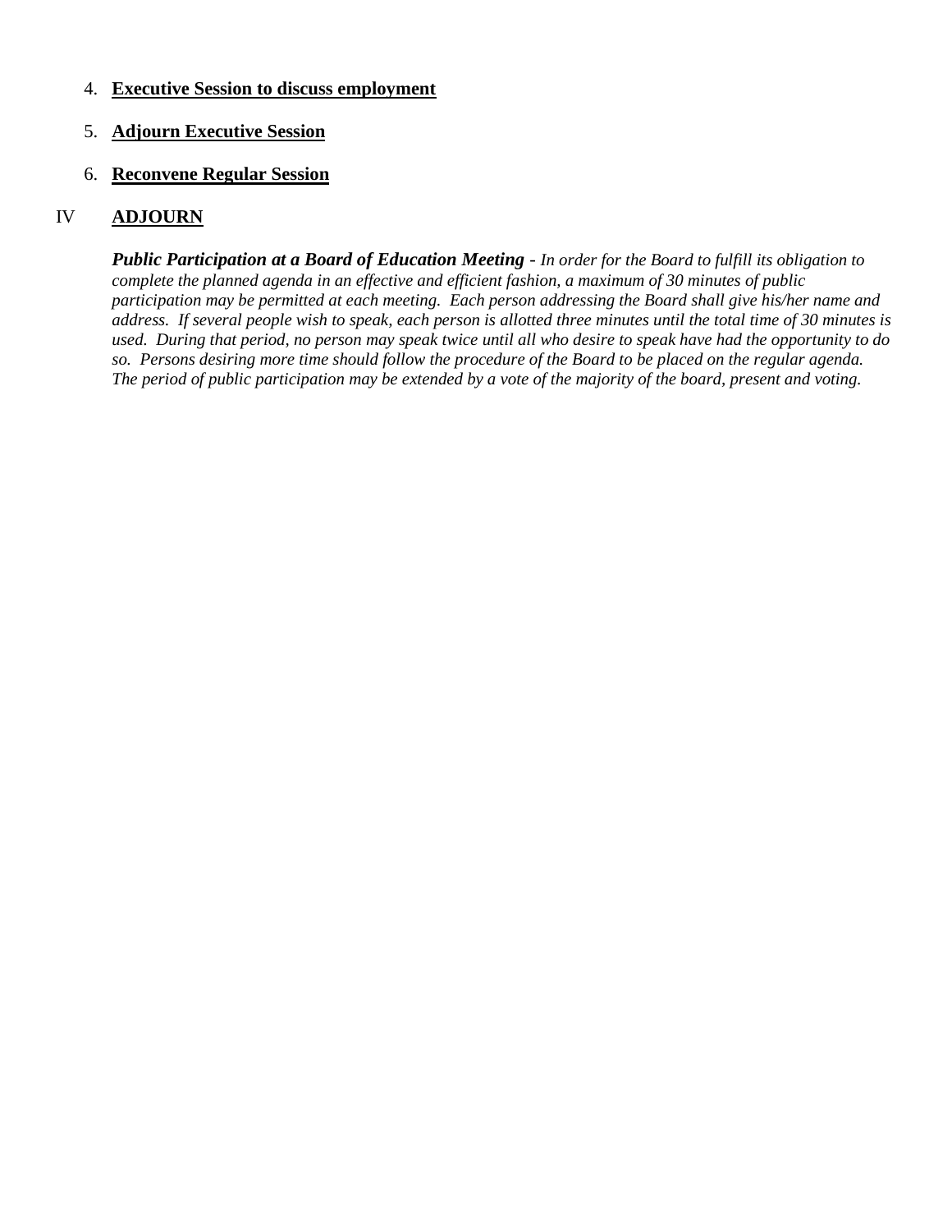4. **Executive Session to discuss employment**

5. **Adjourn Executive Session**

6. **Reconvene Regular Session**

IV **ADJOURN**

***Public Participation at a Board of Education Meeting*** - *In order for the Board to fulfill its obligation to complete the planned agenda in an effective and efficient fashion, a maximum of 30 minutes of public participation may be permitted at each meeting. Each person addressing the Board shall give his/her name and address. If several people wish to speak, each person is allotted three minutes until the total time of 30 minutes is used. During that period, no person may speak twice until all who desire to speak have had the opportunity to do so. Persons desiring more time should follow the procedure of the Board to be placed on the regular agenda. The period of public participation may be extended by a vote of the majority of the board, present and voting.*